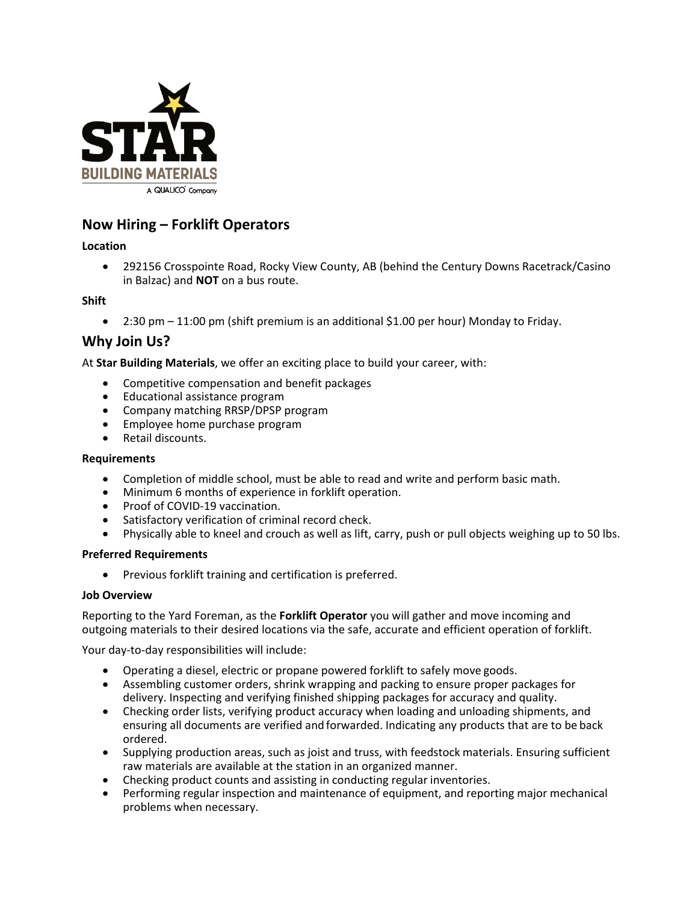## Now Hiring – Forklift Operators

**Location**

- 292156 Crosspointe Road, Rocky View County, AB (behind the Century Downs Racetrack/Casino in Balzac) and **NOT** on a bus route.

**Shift**

- 2:30 pm – 11:00 pm (shift premium is an additional $1.00 per hour) Monday to Friday.

## Why Join Us?

At **Star Building Materials**, we offer an exciting place to build your career, with:

- Competitive compensation and benefit packages
- Educational assistance program
- Company matching RRSP/DPSP program
- Employee home purchase program
- Retail discounts.

**Requirements**

- Completion of middle school, must be able to read and write and perform basic math.
- Minimum 6 months of experience in forklift operation.
- Proof of COVID-19 vaccination.
- Satisfactory verification of criminal record check.
- Physically able to kneel and crouch as well as lift, carry, push or pull objects weighing up to 50 lbs.

**Preferred Requirements**

- Previous forklift training and certification is preferred.

**Job Overview**

Reporting to the Yard Foreman, as the **Forklift Operator** you will gather and move incoming and outgoing materials to their desired locations via the safe, accurate and efficient operation of forklift.

Your day-to-day responsibilities will include:

- Operating a diesel, electric or propane powered forklift to safely move goods.
- Assembling customer orders, shrink wrapping and packing to ensure proper packages for delivery. Inspecting and verifying finished shipping packages for accuracy and quality.
- Checking order lists, verifying product accuracy when loading and unloading shipments, and ensuring all documents are verified and forwarded. Indicating any products that are to be back ordered.
- Supplying production areas, such as joist and truss, with feedstock materials. Ensuring sufficient raw materials are available at the station in an organized manner.
- Checking product counts and assisting in conducting regular inventories.
- Performing regular inspection and maintenance of equipment, and reporting major mechanical problems when necessary.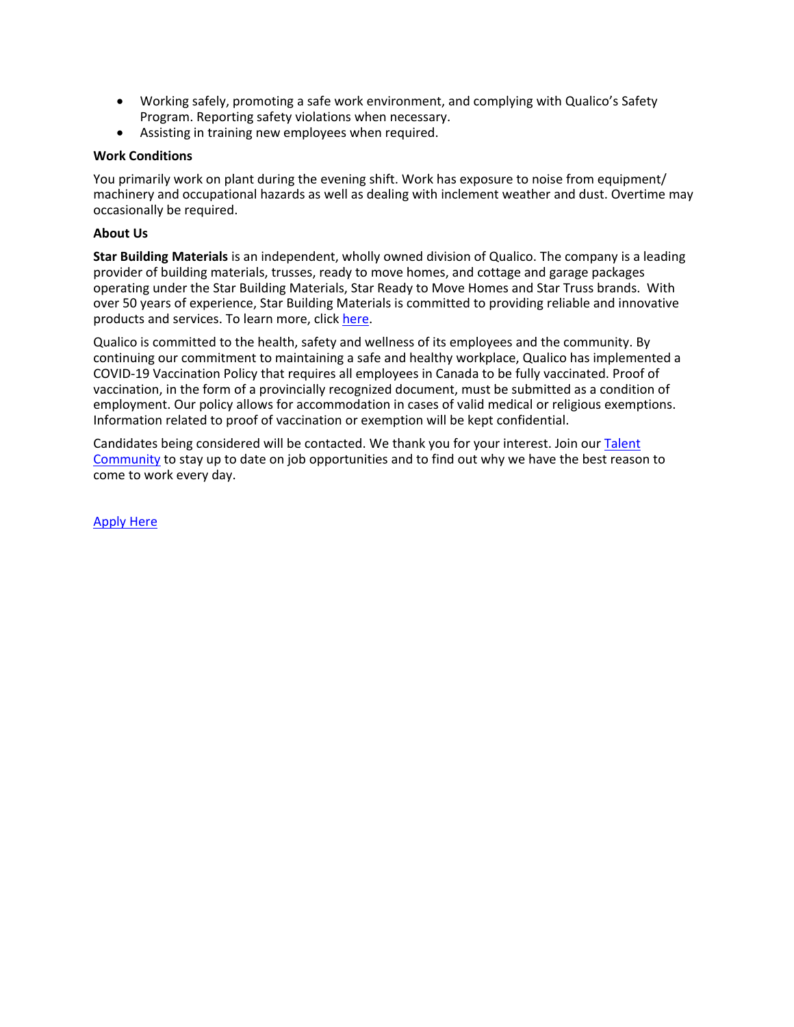- Working safely, promoting a safe work environment, and complying with Qualico's Safety Program. Reporting safety violations when necessary.
- Assisting in training new employees when required.

**Work Conditions**

You primarily work on plant during the evening shift. Work has exposure to noise from equipment/ machinery and occupational hazards as well as dealing with inclement weather and dust. Overtime may occasionally be required.

**About Us**

**Star Building Materials** is an independent, wholly owned division of Qualico. The company is a leading provider of building materials, trusses, ready to move homes, and cottage and garage packages operating under the Star Building Materials, Star Ready to Move Homes and Star Truss brands. With over 50 years of experience, Star Building Materials is committed to providing reliable and innovative products and services. To learn more, click here.

Qualico is committed to the health, safety and wellness of its employees and the community. By continuing our commitment to maintaining a safe and healthy workplace, Qualico has implemented a COVID-19 Vaccination Policy that requires all employees in Canada to be fully vaccinated. Proof of vaccination, in the form of a provincially recognized document, must be submitted as a condition of employment. Our policy allows for accommodation in cases of valid medical or religious exemptions. Information related to proof of vaccination or exemption will be kept confidential.

Candidates being considered will be contacted. We thank you for your interest. Join our Talent Community to stay up to date on job opportunities and to find out why we have the best reason to come to work every day.

Apply Here